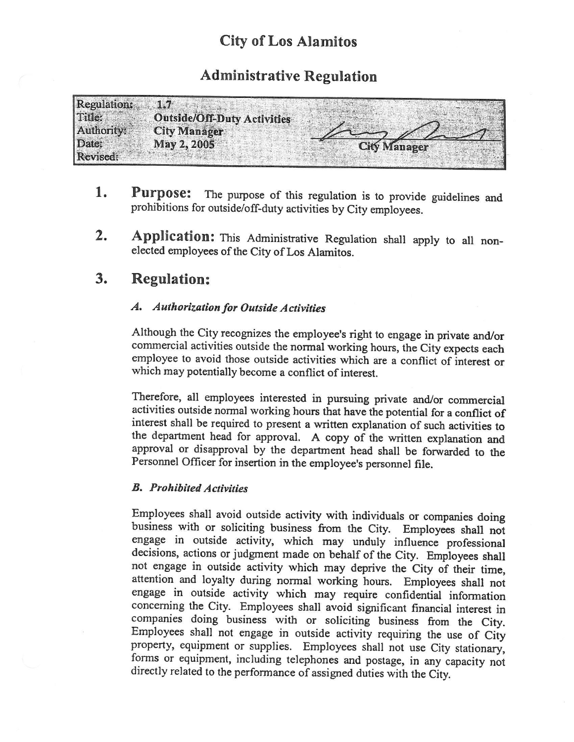# City of Los Alamitos

## Administrative Regulation

| | | |
|---|---|---|
| Regulation: | 1.7 | |
| Title: | Outside/Off-Duty Activities | |
| Authority: | City Manager | |
| Date: | May 2, 2005 | City Manager |
| Revised: | | |

## 1. Purpose:

The purpose of this regulation is to provide guidelines and prohibitions for outside/off-duty activities by City employees.

## 2. Application:

This Administrative Regulation shall apply to all non-elected employees of the City of Los Alamitos.

## 3. Regulation:

### *A. Authorization for Outside Activities*

Although the City recognizes the employee's right to engage in private and/or commercial activities outside the normal working hours, the City expects each employee to avoid those outside activities which are a conflict of interest or which may potentially become a conflict of interest.

Therefore, all employees interested in pursuing private and/or commercial activities outside normal working hours that have the potential for a conflict of interest shall be required to present a written explanation of such activities to the department head for approval. A copy of the written explanation and approval or disapproval by the department head shall be forwarded to the Personnel Officer for insertion in the employee's personnel file.

### *B. Prohibited Activities*

Employees shall avoid outside activity with individuals or companies doing business with or soliciting business from the City. Employees shall not engage in outside activity, which may unduly influence professional decisions, actions or judgment made on behalf of the City. Employees shall not engage in outside activity which may deprive the City of their time, attention and loyalty during normal working hours. Employees shall not engage in outside activity which may require confidential information concerning the City. Employees shall avoid significant financial interest in companies doing business with or soliciting business from the City. Employees shall not engage in outside activity requiring the use of City property, equipment or supplies. Employees shall not use City stationary, forms or equipment, including telephones and postage, in any capacity not directly related to the performance of assigned duties with the City.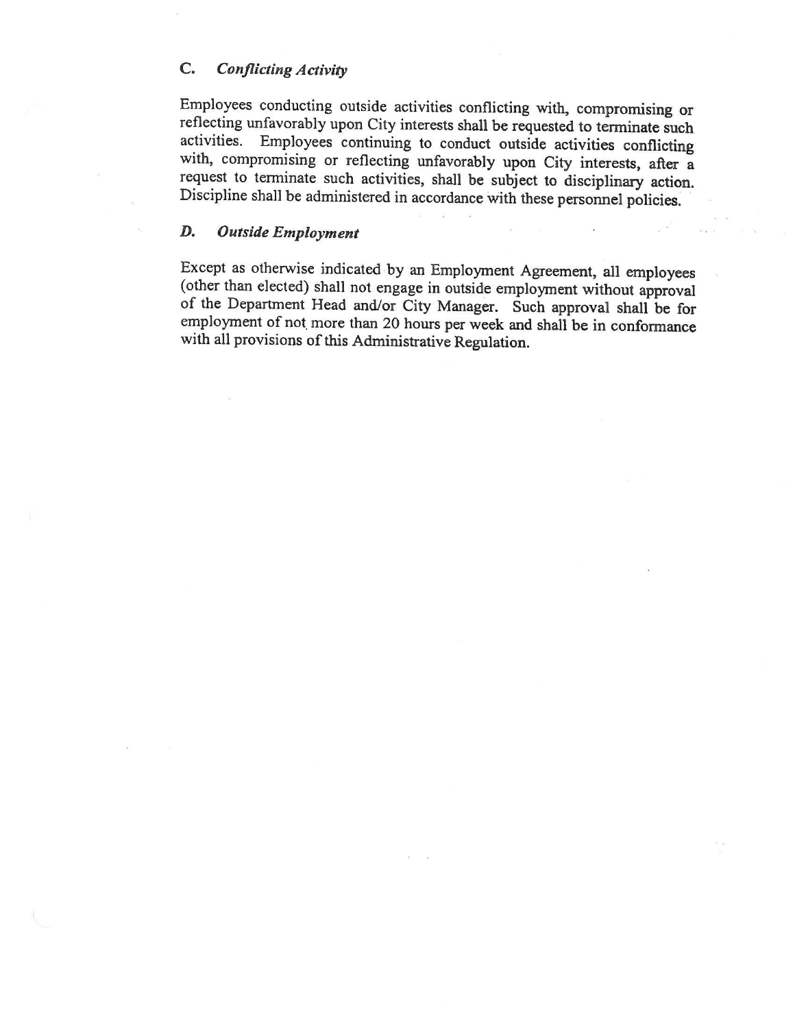### C. *Conflicting Activity*

Employees conducting outside activities conflicting with, compromising or reflecting unfavorably upon City interests shall be requested to terminate such activities. Employees continuing to conduct outside activities conflicting with, compromising or reflecting unfavorably upon City interests, after a request to terminate such activities, shall be subject to disciplinary action. Discipline shall be administered in accordance with these personnel policies.

### D. *Outside Employment*

Except as otherwise indicated by an Employment Agreement, all employees (other than elected) shall not engage in outside employment without approval of the Department Head and/or City Manager. Such approval shall be for employment of not more than 20 hours per week and shall be in conformance with all provisions of this Administrative Regulation.